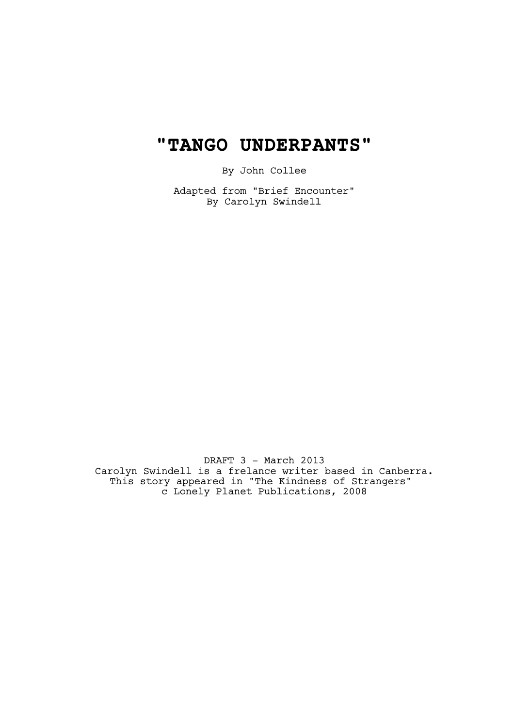# "TANGO UNDERPANTS"

By John Collee

Adapted from "Brief Encounter"
By Carolyn Swindell

DRAFT 3 - March 2013
Carolyn Swindell is a frelance writer based in Canberra.
This story appeared in "The Kindness of Strangers"
c Lonely Planet Publications, 2008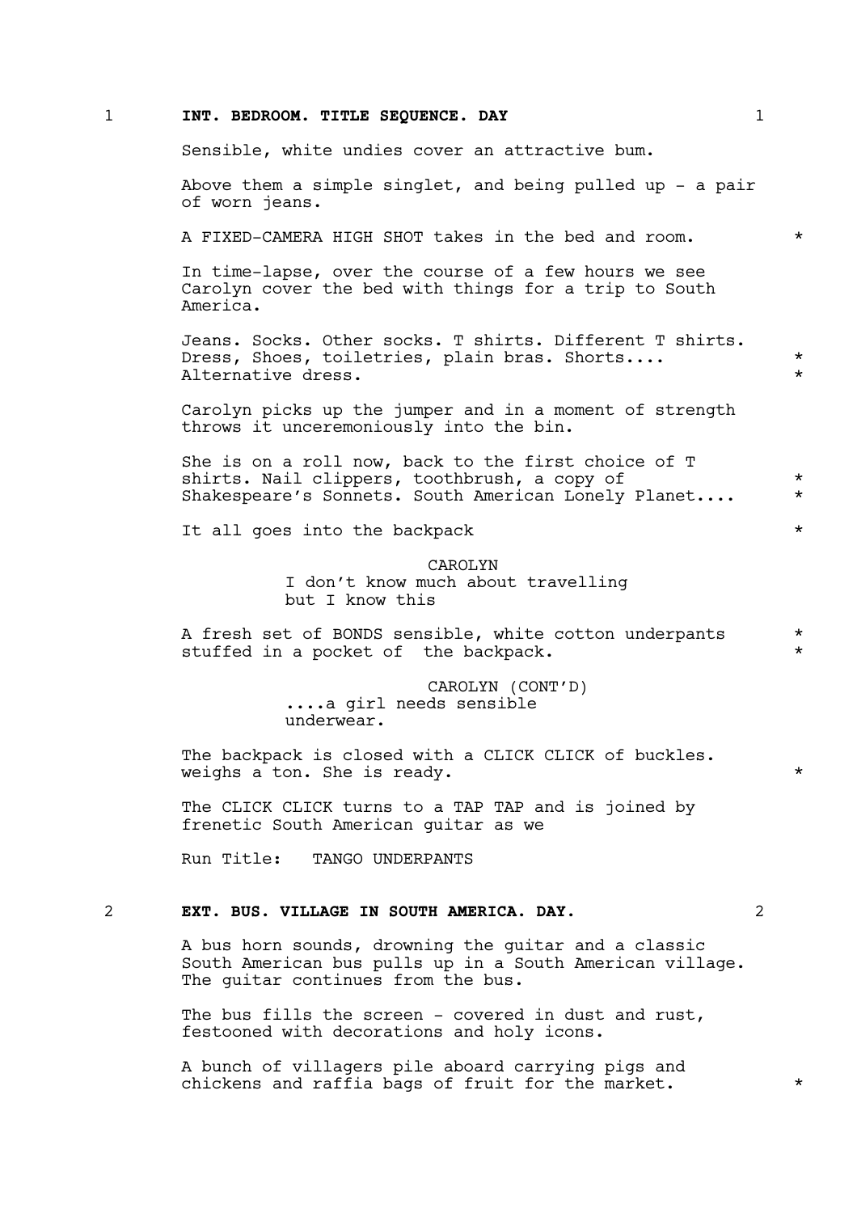**1 INT. BEDROOM. TITLE SEQUENCE. DAY 1**

Sensible, white undies cover an attractive bum.

Above them a simple singlet, and being pulled up - a pair of worn jeans.

A FIXED-CAMERA HIGH SHOT takes in the bed and room. *

In time-lapse, over the course of a few hours we see Carolyn cover the bed with things for a trip to South America.

Jeans. Socks. Other socks. T shirts. Different T shirts. Dress, Shoes, toiletries, plain bras. Shorts.... *
Alternative dress. *

Carolyn picks up the jumper and in a moment of strength throws it unceremoniously into the bin.

She is on a roll now, back to the first choice of T shirts. Nail clippers, toothbrush, a copy of *
Shakespeare's Sonnets. South American Lonely Planet.... *

It all goes into the backpack *

CAROLYN
I don't know much about travelling but I know this

A fresh set of BONDS sensible, white cotton underpants *
stuffed in a pocket of the backpack. *

CAROLYN (CONT'D)
....a girl needs sensible underwear.

The backpack is closed with a CLICK CLICK of buckles. weighs a ton. She is ready. *

The CLICK CLICK turns to a TAP TAP and is joined by frenetic South American guitar as we

Run Title: TANGO UNDERPANTS

**2 EXT. BUS. VILLAGE IN SOUTH AMERICA. DAY. 2**

A bus horn sounds, drowning the guitar and a classic South American bus pulls up in a South American village. The guitar continues from the bus.

The bus fills the screen - covered in dust and rust, festooned with decorations and holy icons.

A bunch of villagers pile aboard carrying pigs and chickens and raffia bags of fruit for the market. *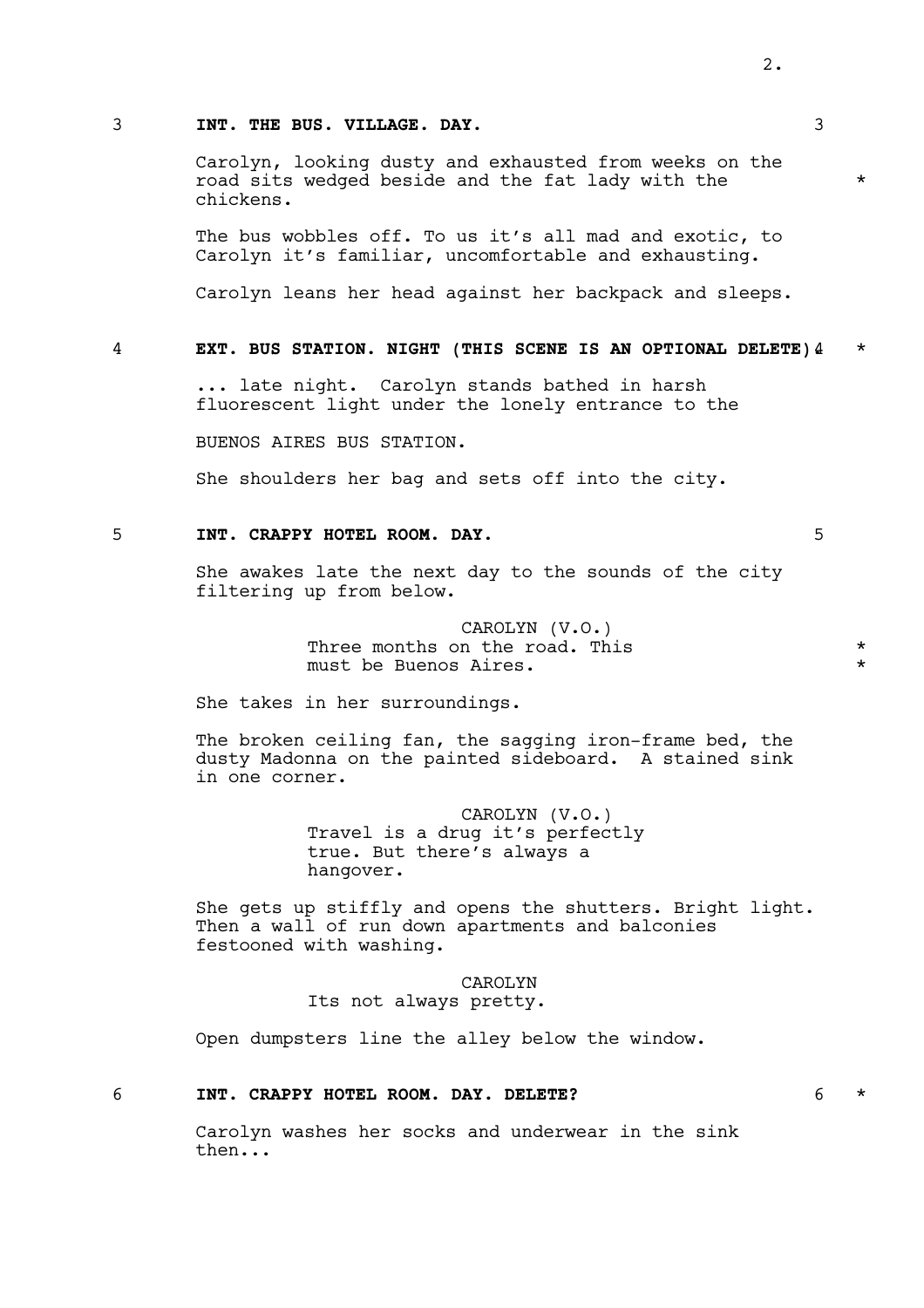### 3 INT. THE BUS. VILLAGE. DAY. 3

Carolyn, looking dusty and exhausted from weeks on the road sits wedged beside and the fat lady with the chickens. *

The bus wobbles off. To us it's all mad and exotic, to Carolyn it's familiar, uncomfortable and exhausting.

Carolyn leans her head against her backpack and sleeps.

### 4 EXT. BUS STATION. NIGHT (THIS SCENE IS AN OPTIONAL DELETE) 4 *

... late night. Carolyn stands bathed in harsh fluorescent light under the lonely entrance to the

BUENOS AIRES BUS STATION.

She shoulders her bag and sets off into the city.

### 5 INT. CRAPPY HOTEL ROOM. DAY. 5

She awakes late the next day to the sounds of the city filtering up from below.

CAROLYN (V.O.)
Three months on the road. This must be Buenos Aires. *

She takes in her surroundings.

The broken ceiling fan, the sagging iron-frame bed, the dusty Madonna on the painted sideboard. A stained sink in one corner.

CAROLYN (V.O.)
Travel is a drug it's perfectly true. But there's always a hangover.

She gets up stiffly and opens the shutters. Bright light. Then a wall of run down apartments and balconies festooned with washing.

CAROLYN
Its not always pretty.

Open dumpsters line the alley below the window.

### 6 INT. CRAPPY HOTEL ROOM. DAY. DELETE? 6 *

Carolyn washes her socks and underwear in the sink then...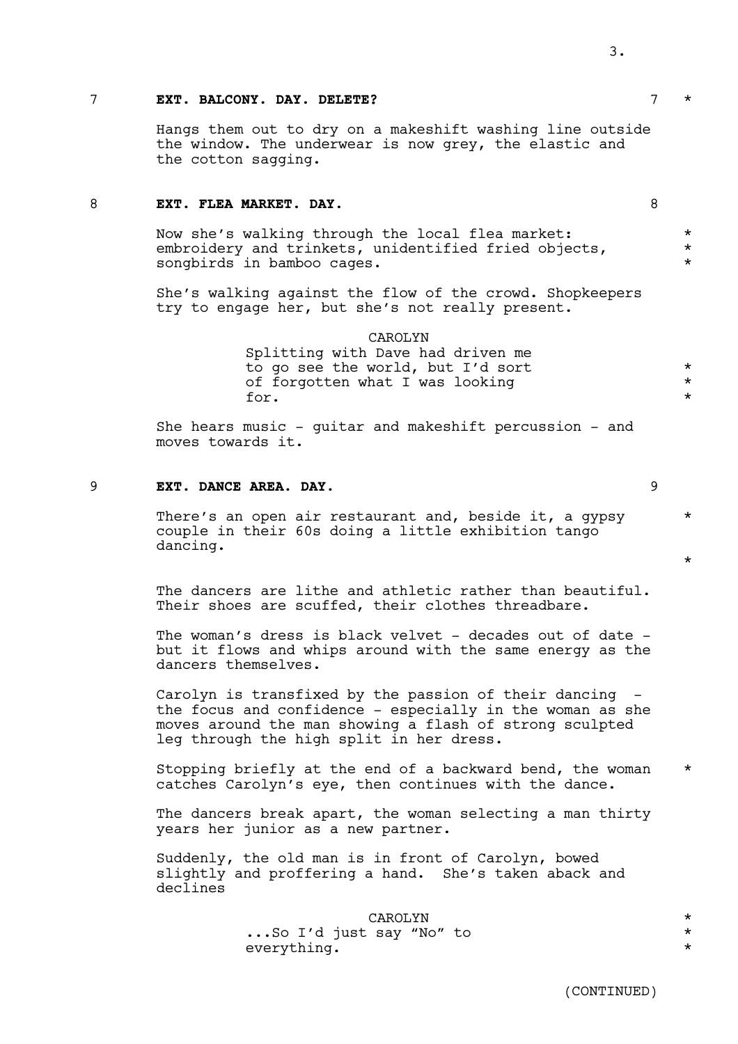7 **EXT. BALCONY. DAY. DELETE?** 7 *

Hangs them out to dry on a makeshift washing line outside the window. The underwear is now grey, the elastic and the cotton sagging.

8 **EXT. FLEA MARKET. DAY.** 8

Now she's walking through the local flea market: embroidery and trinkets, unidentified fried objects, songbirds in bamboo cages. *

She's walking against the flow of the crowd. Shopkeepers try to engage her, but she's not really present.

CAROLYN
Splitting with Dave had driven me to go see the world, but I'd sort of forgotten what I was looking for. *

She hears music - guitar and makeshift percussion - and moves towards it.

9 **EXT. DANCE AREA. DAY.** 9

There's an open air restaurant and, beside it, a gypsy couple in their 60s doing a little exhibition tango dancing. *

The dancers are lithe and athletic rather than beautiful. Their shoes are scuffed, their clothes threadbare.

The woman's dress is black velvet - decades out of date - but it flows and whips around with the same energy as the dancers themselves.

Carolyn is transfixed by the passion of their dancing - the focus and confidence - especially in the woman as she moves around the man showing a flash of strong sculpted leg through the high split in her dress.

Stopping briefly at the end of a backward bend, the woman catches Carolyn's eye, then continues with the dance. *

The dancers break apart, the woman selecting a man thirty years her junior as a new partner.

Suddenly, the old man is in front of Carolyn, bowed slightly and proffering a hand. She's taken aback and declines

CAROLYN
...So I'd just say "No" to everything. *

(CONTINUED)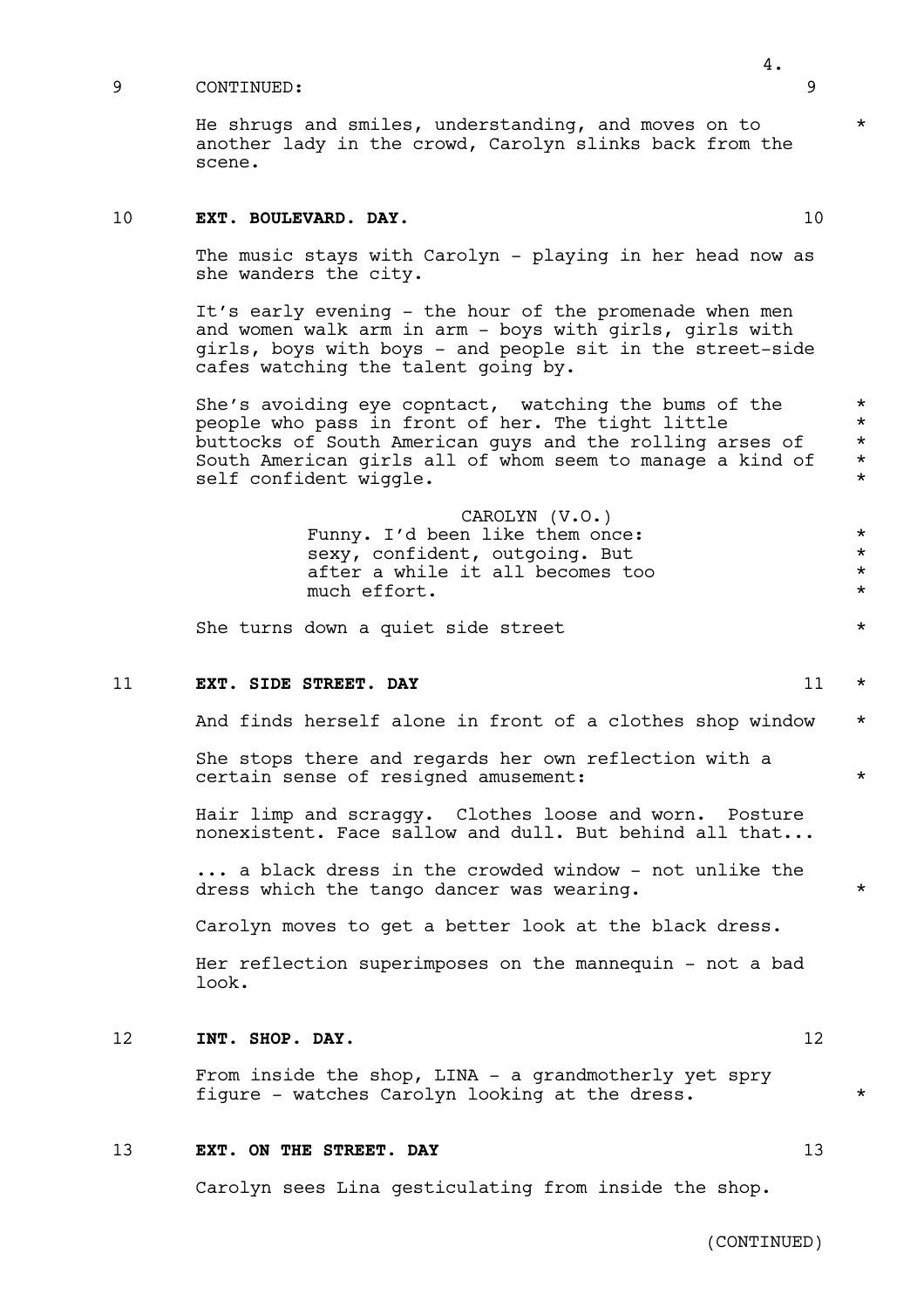9 CONTINUED: 9

He shrugs and smiles, understanding, and moves on to another lady in the crowd, Carolyn slinks back from the scene. *

10 **EXT. BOULEVARD. DAY.** 10

The music stays with Carolyn - playing in her head now as she wanders the city.

It's early evening - the hour of the promenade when men and women walk arm in arm - boys with girls, girls with girls, boys with boys - and people sit in the street-side cafes watching the talent going by.

She's avoiding eye copntact, watching the bums of the people who pass in front of her. The tight little buttocks of South American guys and the rolling arses of South American girls all of whom seem to manage a kind of self confident wiggle. *

CAROLYN (V.O.)
Funny. I'd been like them once: sexy, confident, outgoing. But after a while it all becomes too much effort. *

She turns down a quiet side street *

11 **EXT. SIDE STREET. DAY** 11 *

And finds herself alone in front of a clothes shop window *

She stops there and regards her own reflection with a certain sense of resigned amusement: *

Hair limp and scraggy. Clothes loose and worn. Posture nonexistent. Face sallow and dull. But behind all that...

... a black dress in the crowded window - not unlike the dress which the tango dancer was wearing. *

Carolyn moves to get a better look at the black dress.

Her reflection superimposes on the mannequin - not a bad look.

12 **INT. SHOP. DAY.** 12

From inside the shop, LINA - a grandmotherly yet spry figure - watches Carolyn looking at the dress. *

13 **EXT. ON THE STREET. DAY** 13

Carolyn sees Lina gesticulating from inside the shop.

(CONTINUED)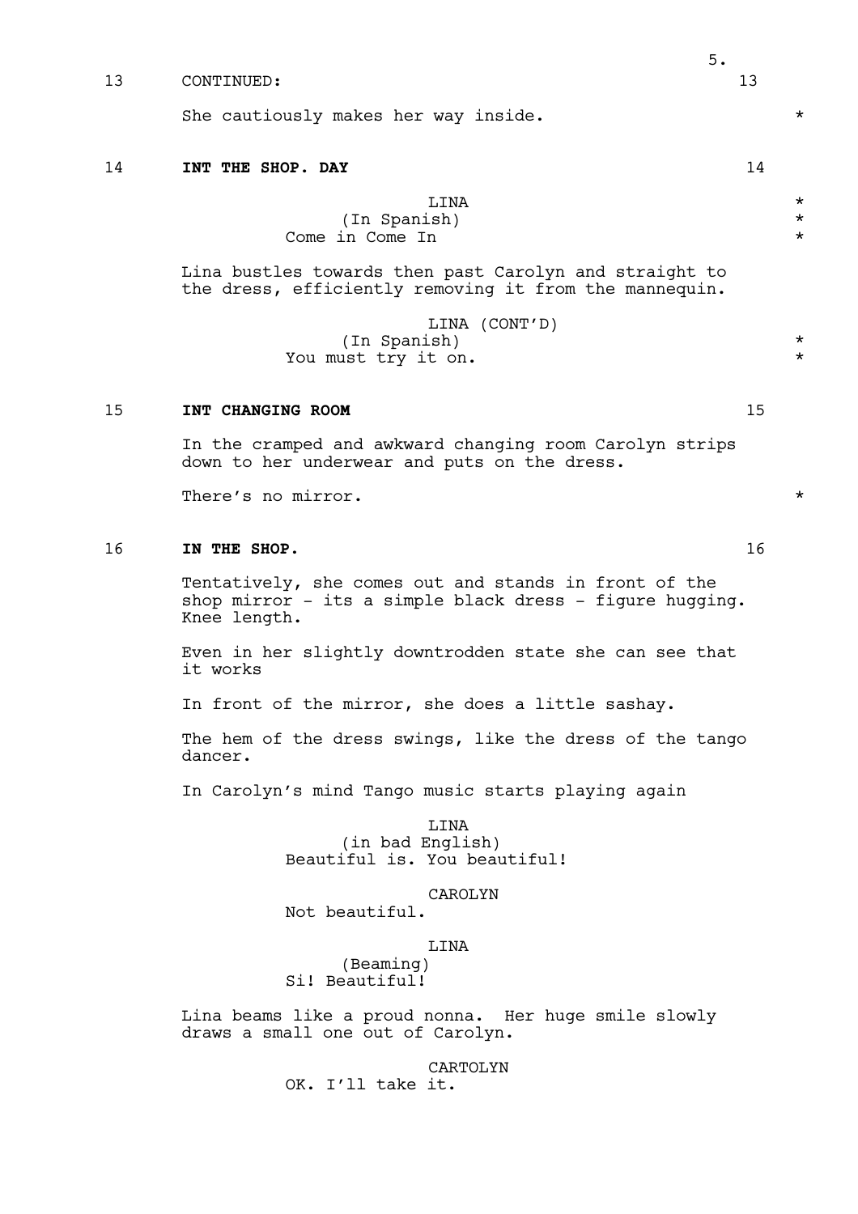13 CONTINUED: 13

She cautiously makes her way inside. *

**14 INT THE SHOP. DAY** 14

LINA *
(In Spanish) *
Come in Come In *

Lina bustles towards then past Carolyn and straight to the dress, efficiently removing it from the mannequin.

LINA (CONT'D)
(In Spanish) *
You must try it on. *

**15 INT CHANGING ROOM** 15

In the cramped and awkward changing room Carolyn strips down to her underwear and puts on the dress.

There's no mirror. *

**16 IN THE SHOP.** 16

Tentatively, she comes out and stands in front of the shop mirror - its a simple black dress - figure hugging. Knee length.

Even in her slightly downtrodden state she can see that it works

In front of the mirror, she does a little sashay.

The hem of the dress swings, like the dress of the tango dancer.

In Carolyn's mind Tango music starts playing again

LINA
(in bad English)
Beautiful is. You beautiful!

CAROLYN
Not beautiful.

LINA
(Beaming)
Si! Beautiful!

Lina beams like a proud nonna. Her huge smile slowly draws a small one out of Carolyn.

CARTOLYN
OK. I'll take it.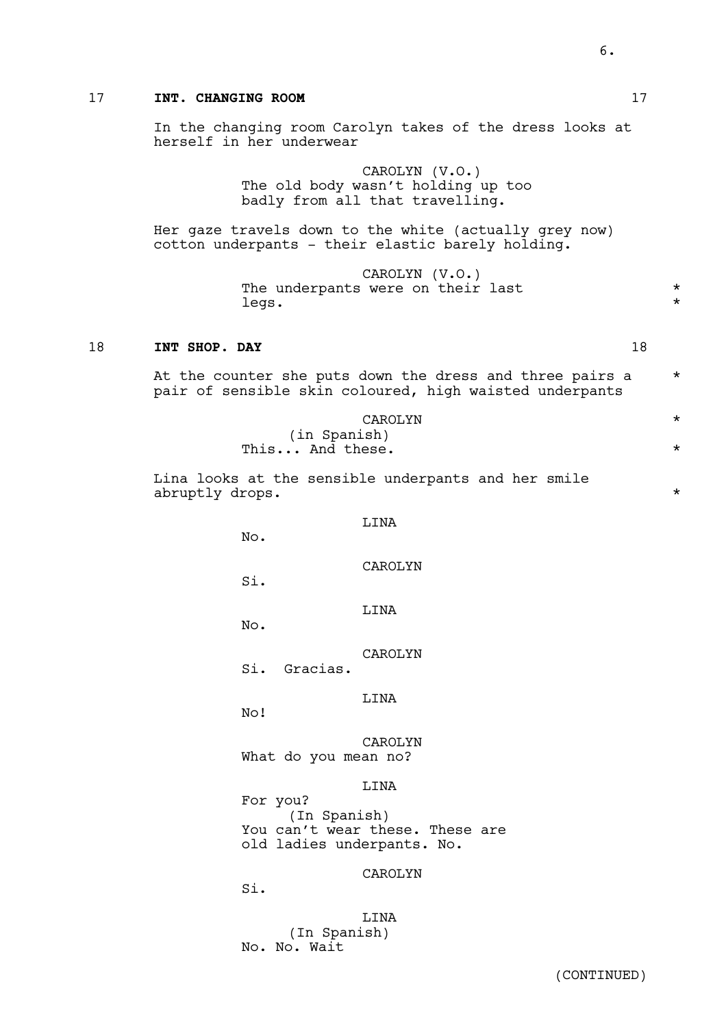17 **INT. CHANGING ROOM** 17

In the changing room Carolyn takes of the dress looks at herself in her underwear

CAROLYN (V.O.)
The old body wasn't holding up too badly from all that travelling.

Her gaze travels down to the white (actually grey now) cotton underpants - their elastic barely holding.

CAROLYN (V.O.)
The underpants were on their last legs. *

18 **INT SHOP. DAY** 18

At the counter she puts down the dress and three pairs a pair of sensible skin coloured, high waisted underpants *

CAROLYN *
(in Spanish)
This... And these. *

Lina looks at the sensible underpants and her smile abruptly drops. *

LINA
No.

CAROLYN
Si.

LINA
No.

CAROLYN
Si. Gracias.

LINA
No!

CAROLYN
What do you mean no?

LINA
For you?
(In Spanish)
You can't wear these. These are old ladies underpants. No.

CAROLYN
Si.

LINA
(In Spanish)
No. No. Wait

(CONTINUED)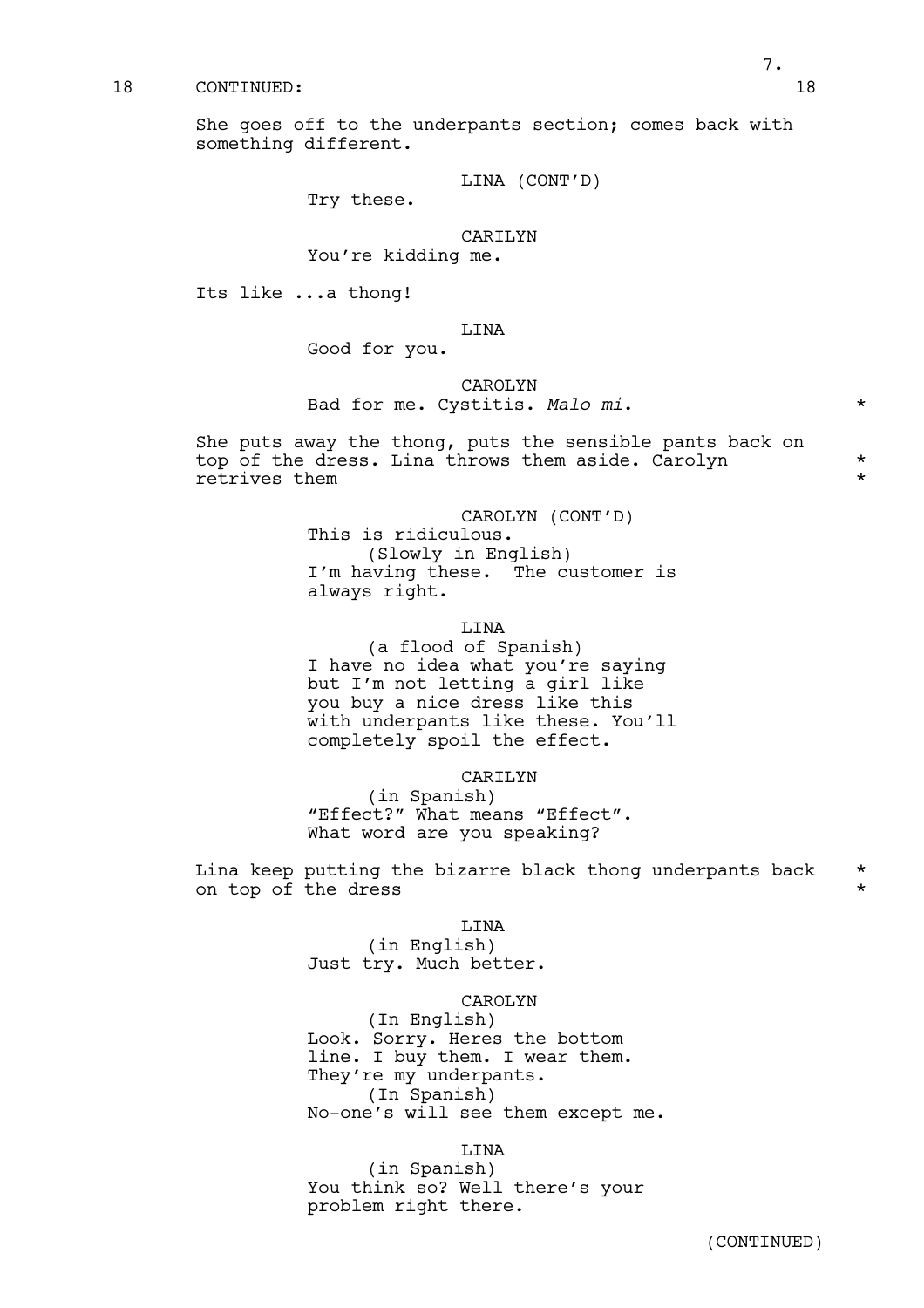18 CONTINUED: 18

She goes off to the underpants section; comes back with something different.

LINA (CONT'D)
Try these.

CARILYN
You're kidding me.

Its like ...a thong!

LINA
Good for you.

CAROLYN
Bad for me. Cystitis. *Malo mi*. *

She puts away the thong, puts the sensible pants back on top of the dress. Lina throws them aside. Carolyn retrives them *

CAROLYN (CONT'D)
This is ridiculous.
(Slowly in English)
I'm having these. The customer is always right.

LINA
(a flood of Spanish)
I have no idea what you're saying but I'm not letting a girl like you buy a nice dress like this with underpants like these. You'll completely spoil the effect.

CARILYN
(in Spanish)
"Effect?" What means "Effect".
What word are you speaking?

Lina keep putting the bizarre black thong underpants back on top of the dress *

LINA
(in English)
Just try. Much better.

CAROLYN
(In English)
Look. Sorry. Heres the bottom line. I buy them. I wear them. They're my underpants.
(In Spanish)
No-one's will see them except me.

LINA
(in Spanish)
You think so? Well there's your problem right there.

(CONTINUED)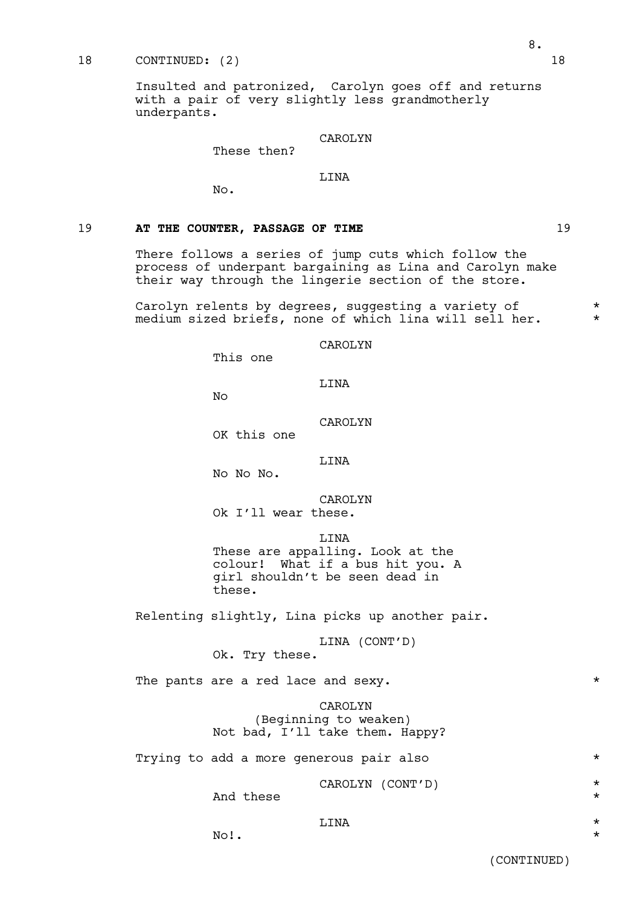18 CONTINUED: (2) 18

Insulted and patronized, Carolyn goes off and returns with a pair of very slightly less grandmotherly underpants.

CAROLYN
These then?

LINA
No.

19 **AT THE COUNTER, PASSAGE OF TIME** 19

There follows a series of jump cuts which follow the process of underpant bargaining as Lina and Carolyn make their way through the lingerie section of the store.

Carolyn relents by degrees, suggesting a variety of medium sized briefs, none of which lina will sell her. *

CAROLYN
This one

LINA
No

CAROLYN
OK this one

LINA
No No No.

CAROLYN
Ok I'll wear these.

LINA
These are appalling. Look at the colour! What if a bus hit you. A girl shouldn't be seen dead in these.

Relenting slightly, Lina picks up another pair.

LINA (CONT'D)
Ok. Try these.

The pants are a red lace and sexy. *

CAROLYN
(Beginning to weaken)
Not bad, I'll take them. Happy?

Trying to add a more generous pair also *

CAROLYN (CONT'D) *
And these *

LINA *
No!. *

(CONTINUED)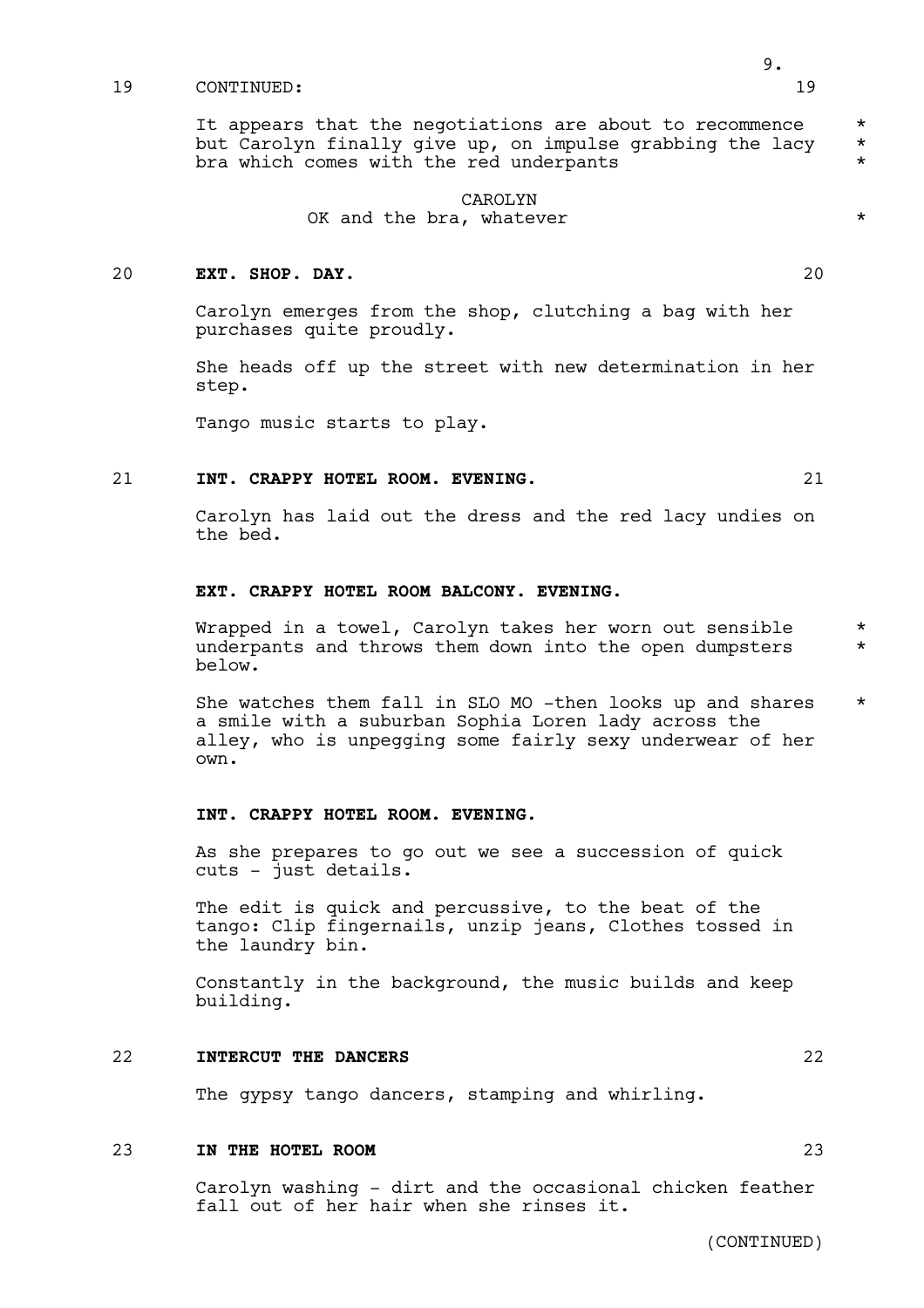19 CONTINUED: 19

It appears that the negotiations are about to recommence but Carolyn finally give up, on impulse grabbing the lacy bra which comes with the red underpants

CAROLYN
OK and the bra, whatever

**20 EXT. SHOP. DAY.** 20

Carolyn emerges from the shop, clutching a bag with her purchases quite proudly.

She heads off up the street with new determination in her step.

Tango music starts to play.

**21 INT. CRAPPY HOTEL ROOM. EVENING.** 21

Carolyn has laid out the dress and the red lacy undies on the bed.

**EXT. CRAPPY HOTEL ROOM BALCONY. EVENING.**

Wrapped in a towel, Carolyn takes her worn out sensible underpants and throws them down into the open dumpsters below.

She watches them fall in SLO MO -then looks up and shares a smile with a suburban Sophia Loren lady across the alley, who is unpegging some fairly sexy underwear of her own.

**INT. CRAPPY HOTEL ROOM. EVENING.**

As she prepares to go out we see a succession of quick cuts - just details.

The edit is quick and percussive, to the beat of the tango: Clip fingernails, unzip jeans, Clothes tossed in the laundry bin.

Constantly in the background, the music builds and keep building.

**22 INTERCUT THE DANCERS** 22

The gypsy tango dancers, stamping and whirling.

**23 IN THE HOTEL ROOM** 23

Carolyn washing - dirt and the occasional chicken feather fall out of her hair when she rinses it.

(CONTINUED)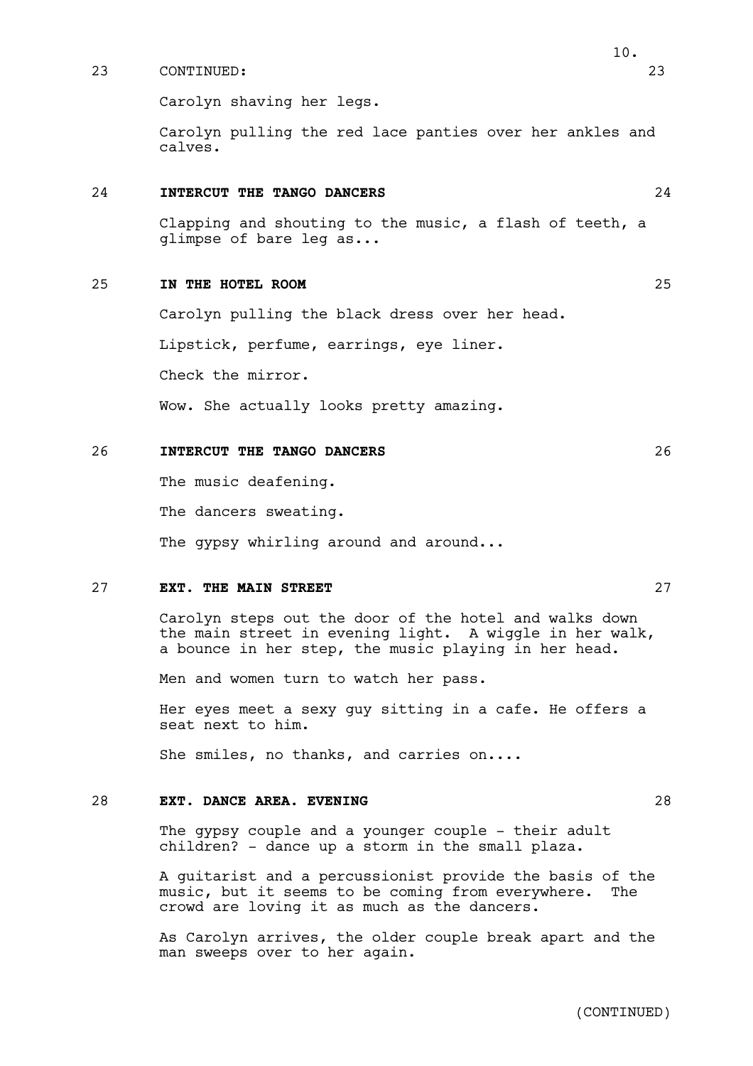23 CONTINUED: 23

Carolyn shaving her legs.

Carolyn pulling the red lace panties over her ankles and calves.

**24 INTERCUT THE TANGO DANCERS 24**

Clapping and shouting to the music, a flash of teeth, a glimpse of bare leg as...

**25 IN THE HOTEL ROOM 25**

Carolyn pulling the black dress over her head.

Lipstick, perfume, earrings, eye liner.

Check the mirror.

Wow. She actually looks pretty amazing.

**26 INTERCUT THE TANGO DANCERS 26**

The music deafening.

The dancers sweating.

The gypsy whirling around and around...

**27 EXT. THE MAIN STREET 27**

Carolyn steps out the door of the hotel and walks down the main street in evening light. A wiggle in her walk, a bounce in her step, the music playing in her head.

Men and women turn to watch her pass.

Her eyes meet a sexy guy sitting in a cafe. He offers a seat next to him.

She smiles, no thanks, and carries on....

**28 EXT. DANCE AREA. EVENING 28**

The gypsy couple and a younger couple - their adult children? - dance up a storm in the small plaza.

A guitarist and a percussionist provide the basis of the music, but it seems to be coming from everywhere. The crowd are loving it as much as the dancers.

As Carolyn arrives, the older couple break apart and the man sweeps over to her again.

(CONTINUED)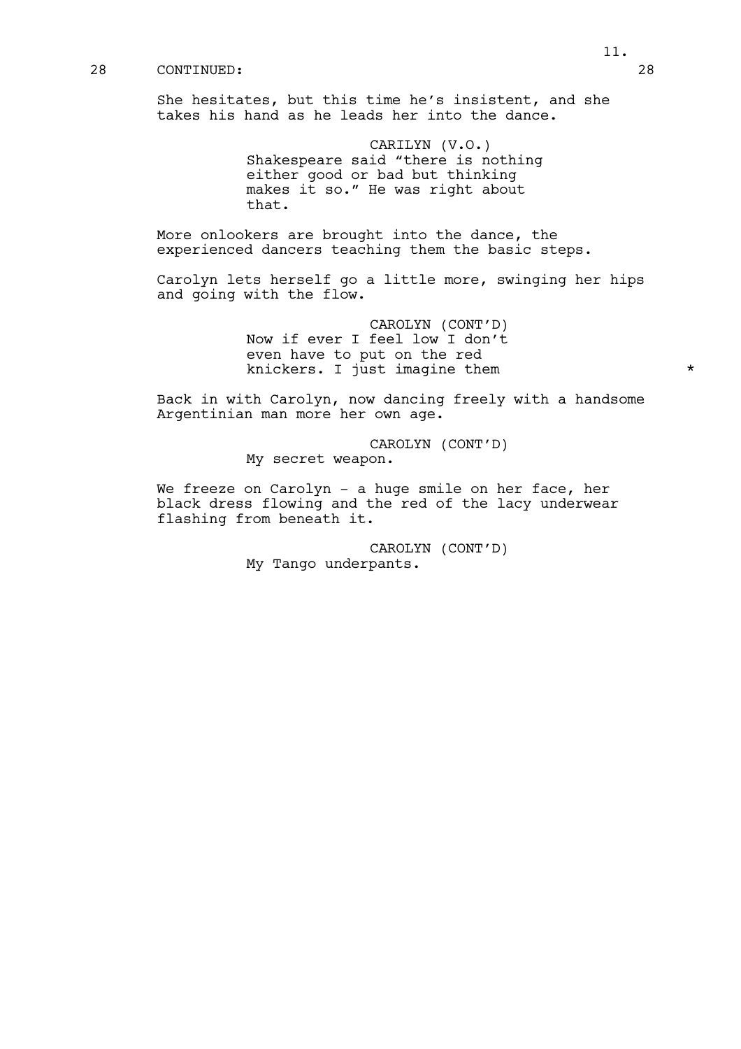28 CONTINUED: 28

She hesitates, but this time he's insistent, and she takes his hand as he leads her into the dance.

CARILYN (V.O.)
Shakespeare said "there is nothing either good or bad but thinking makes it so." He was right about that.

More onlookers are brought into the dance, the experienced dancers teaching them the basic steps.

Carolyn lets herself go a little more, swinging her hips and going with the flow.

CAROLYN (CONT'D)
Now if ever I feel low I don't even have to put on the red knickers. I just imagine them *

Back in with Carolyn, now dancing freely with a handsome Argentinian man more her own age.

CAROLYN (CONT'D)
My secret weapon.

We freeze on Carolyn - a huge smile on her face, her black dress flowing and the red of the lacy underwear flashing from beneath it.

CAROLYN (CONT'D)
My Tango underpants.